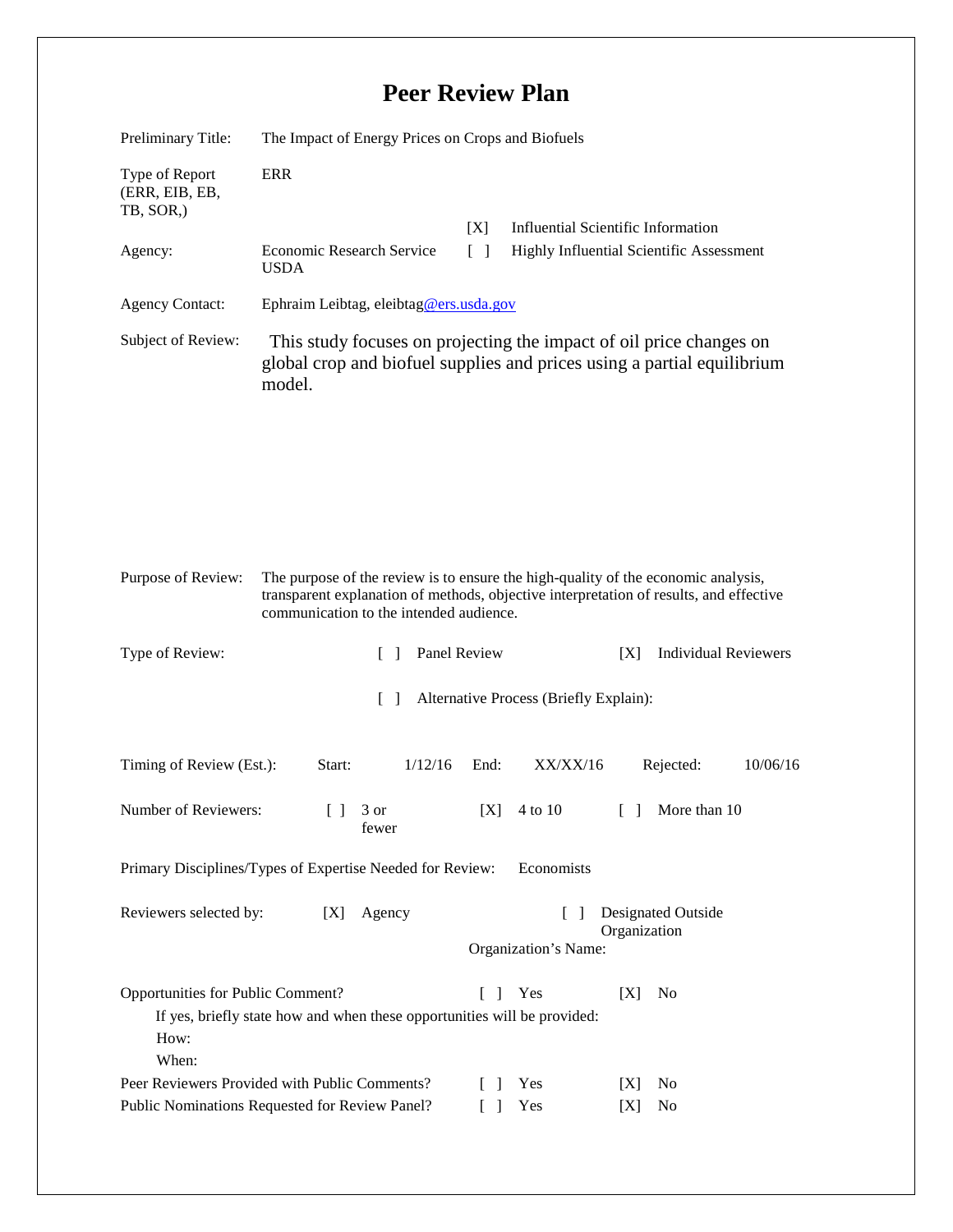# Peer Review Plan

Preliminary Title: The Impact of Energy Prices on Crops and Biofuels

Type of Report (ERR, EIB, EB, TB, SOR,): ERR

[X] Influential Scientific Information

[ ] Highly Influential Scientific Assessment

Agency: Economic Research Service USDA

Agency Contact: Ephraim Leibtag, eleibtag@ers.usda.gov

Subject of Review: This study focuses on projecting the impact of oil price changes on global crop and biofuel supplies and prices using a partial equilibrium model.

Purpose of Review: The purpose of the review is to ensure the high-quality of the economic analysis, transparent explanation of methods, objective interpretation of results, and effective communication to the intended audience.

Type of Review: [ ] Panel Review [X] Individual Reviewers

[ ] Alternative Process (Briefly Explain):

Timing of Review (Est.): Start: 1/12/16 End: XX/XX/16 Rejected: 10/06/16

Number of Reviewers: [ ] 3 or fewer [X] 4 to 10 [ ] More than 10

Primary Disciplines/Types of Expertise Needed for Review: Economists

Reviewers selected by: [X] Agency [ ] Designated Outside Organization

Organization's Name:

Opportunities for Public Comment? [ ] Yes [X] No

If yes, briefly state how and when these opportunities will be provided:

How:

When:

Peer Reviewers Provided with Public Comments? [ ] Yes [X] No

Public Nominations Requested for Review Panel? [ ] Yes [X] No